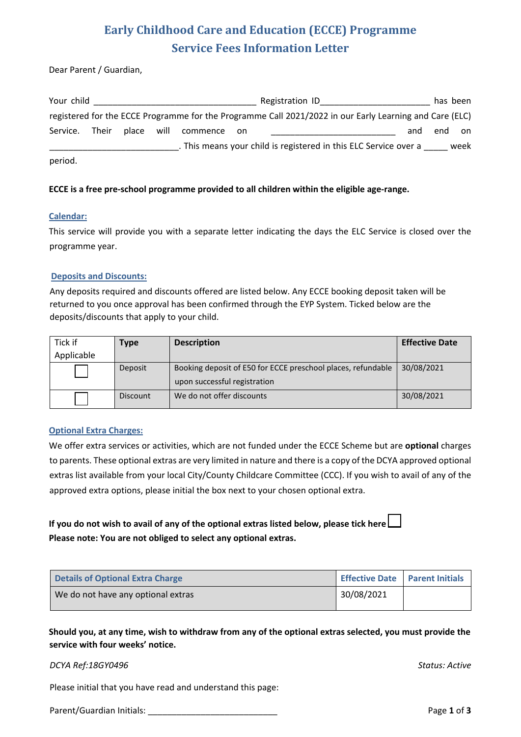# Early Childhood Care and Education (ECCE) Programme
## Service Fees Information Letter

Dear Parent / Guardian,

Your child __________________________________ Registration ID_______________________ has been registered for the ECCE Programme for the Programme Call 2021/2022 in our Early Learning and Care (ELC) Service. Their place will commence on __________________________ and end on ___________________________. This means your child is registered in this ELC Service over a _____ week period.

**ECCE is a free pre-school programme provided to all children within the eligible age-range.**

### Calendar:

This service will provide you with a separate letter indicating the days the ELC Service is closed over the programme year.

### Deposits and Discounts:

Any deposits required and discounts offered are listed below. Any ECCE booking deposit taken will be returned to you once approval has been confirmed through the EYP System. Ticked below are the deposits/discounts that apply to your child.

| Tick if Applicable | Type | Description | Effective Date |
|---|---|---|---|
| ☐ | Deposit | Booking deposit of E50 for ECCE preschool places, refundable upon successful registration | 30/08/2021 |
| ☐ | Discount | We do not offer discounts | 30/08/2021 |

### Optional Extra Charges:

We offer extra services or activities, which are not funded under the ECCE Scheme but are **optional** charges to parents. These optional extras are very limited in nature and there is a copy of the DCYA approved optional extras list available from your local City/County Childcare Committee (CCC). If you wish to avail of any of the approved extra options, please initial the box next to your chosen optional extra.

**If you do not wish to avail of any of the optional extras listed below, please tick here** ☐
**Please note: You are not obliged to select any optional extras.**

| Details of Optional Extra Charge | Effective Date | Parent Initials |
|---|---|---|
| We do not have any optional extras | 30/08/2021 | |

**Should you, at any time, wish to withdraw from any of the optional extras selected, you must provide the service with four weeks' notice.**

*DCYA Ref:18GY0496* *Status: Active*

Please initial that you have read and understand this page:

Parent/Guardian Initials: ___________________________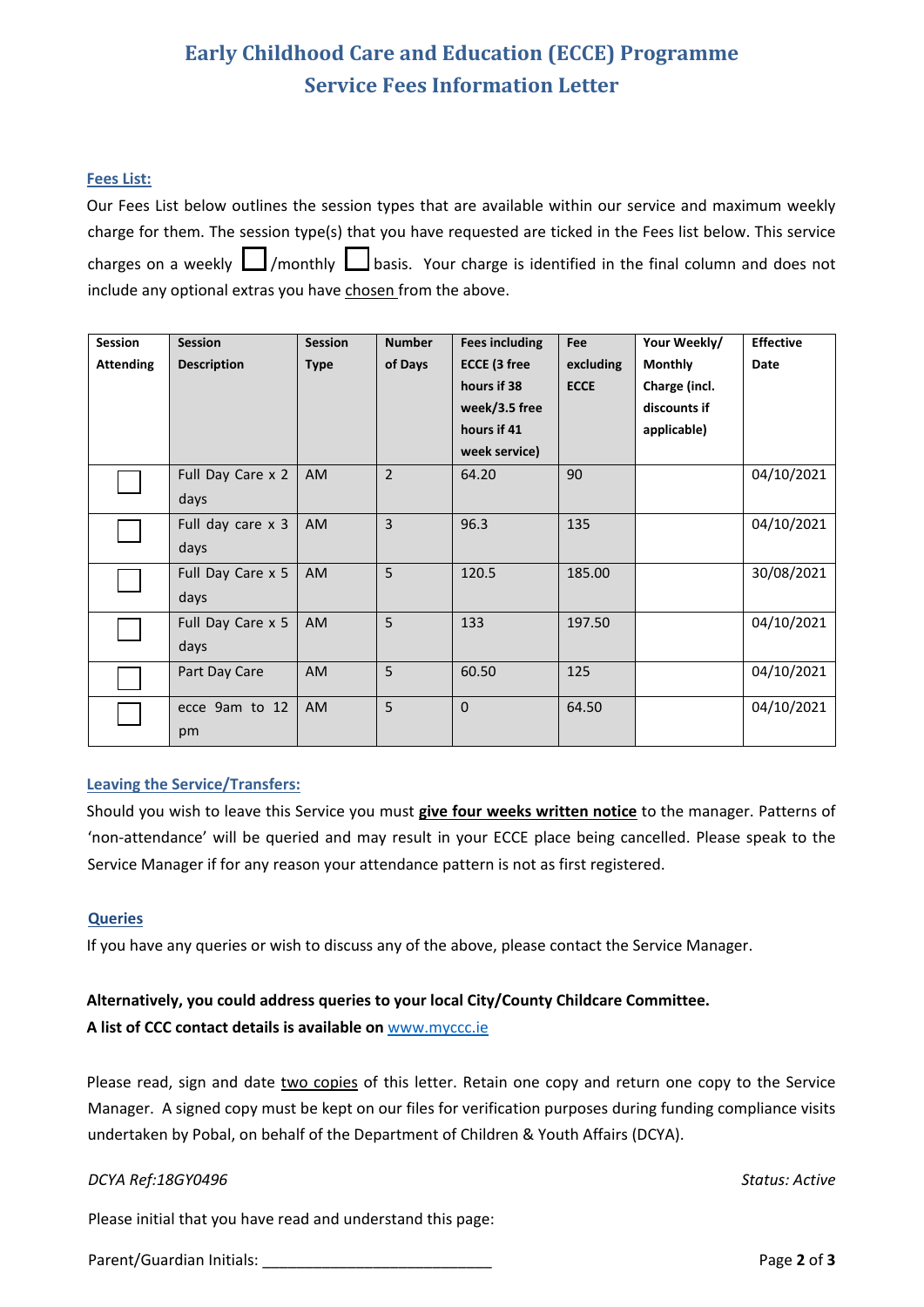# Early Childhood Care and Education (ECCE) Programme
## Service Fees Information Letter

### Fees List:

Our Fees List below outlines the session types that are available within our service and maximum weekly charge for them. The session type(s) that you have requested are ticked in the Fees list below. This service charges on a weekly ☐ /monthly ☐ basis. Your charge is identified in the final column and does not include any optional extras you have chosen from the above.

| Session Attending | Session Description | Session Type | Number of Days | Fees including ECCE (3 free hours if 38 week/3.5 free hours if 41 week service) | Fee excluding ECCE | Your Weekly/ Monthly Charge (incl. discounts if applicable) | Effective Date |
|---|---|---|---|---|---|---|---|
| ☐ | Full Day Care x 2 days | AM | 2 | 64.20 | 90 | | 04/10/2021 |
| ☐ | Full day care x 3 days | AM | 3 | 96.3 | 135 | | 04/10/2021 |
| ☐ | Full Day Care x 5 days | AM | 5 | 120.5 | 185.00 | | 30/08/2021 |
| ☐ | Full Day Care x 5 days | AM | 5 | 133 | 197.50 | | 04/10/2021 |
| ☐ | Part Day Care | AM | 5 | 60.50 | 125 | | 04/10/2021 |
| ☐ | ecce 9am to 12 pm | AM | 5 | 0 | 64.50 | | 04/10/2021 |

### Leaving the Service/Transfers:

Should you wish to leave this Service you must **give four weeks written notice** to the manager. Patterns of 'non-attendance' will be queried and may result in your ECCE place being cancelled. Please speak to the Service Manager if for any reason your attendance pattern is not as first registered.

### Queries

If you have any queries or wish to discuss any of the above, please contact the Service Manager.

**Alternatively, you could address queries to your local City/County Childcare Committee.**
**A list of CCC contact details is available on** www.myccc.ie

Please read, sign and date two copies of this letter. Retain one copy and return one copy to the Service Manager. A signed copy must be kept on our files for verification purposes during funding compliance visits undertaken by Pobal, on behalf of the Department of Children & Youth Affairs (DCYA).

*DCYA Ref:18GY0496* *Status: Active*

Please initial that you have read and understand this page:

Parent/Guardian Initials: ___________________________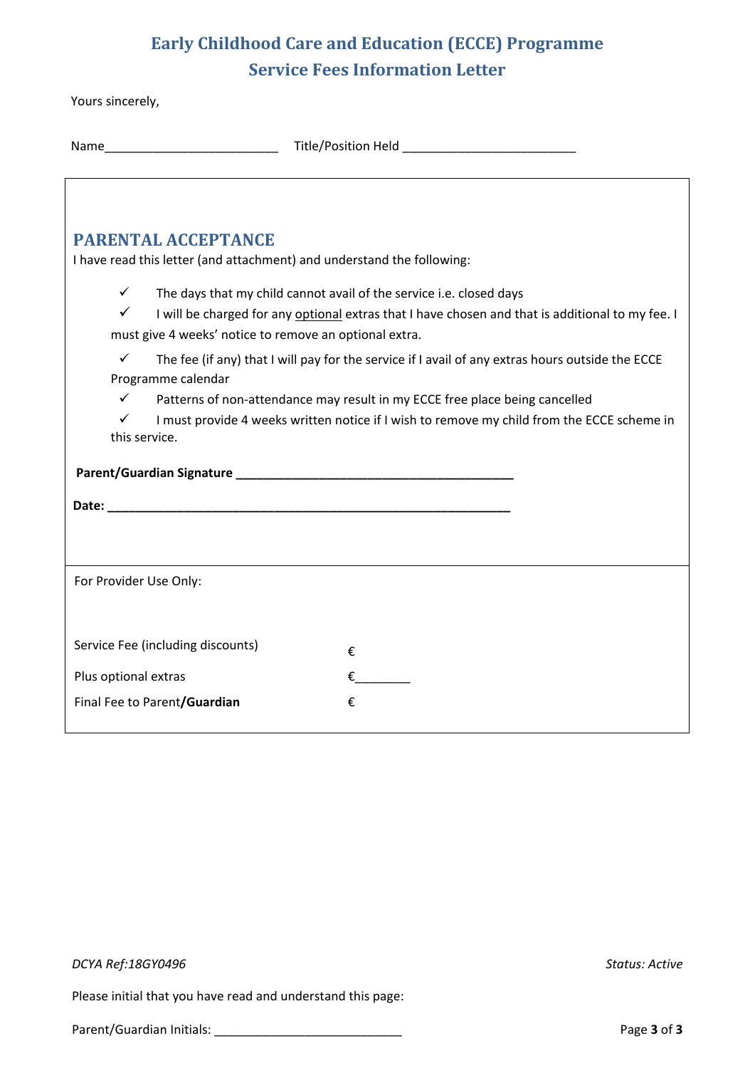Yours sincerely,

Name________________________ Title/Position Held ________________________

## PARENTAL ACCEPTANCE

I have read this letter (and attachment) and understand the following:

- ✓ The days that my child cannot avail of the service i.e. closed days
- ✓ I will be charged for any optional extras that I have chosen and that is additional to my fee. I must give 4 weeks' notice to remove an optional extra.
- ✓ The fee (if any) that I will pay for the service if I avail of any extras hours outside the ECCE Programme calendar
- ✓ Patterns of non-attendance may result in my ECCE free place being cancelled
- ✓ I must provide 4 weeks written notice if I wish to remove my child from the ECCE scheme in this service.

**Parent/Guardian Signature _______________________________________**

**Date: ___________________________________________________________**

For Provider Use Only:

| | |
|---|---|
| Service Fee (including discounts) | € |
| Plus optional extras | €________ |
| Final Fee to Parent/**Guardian** | € |

*DCYA Ref:18GY0496* *Status: Active*

Please initial that you have read and understand this page:

Parent/Guardian Initials: ___________________________